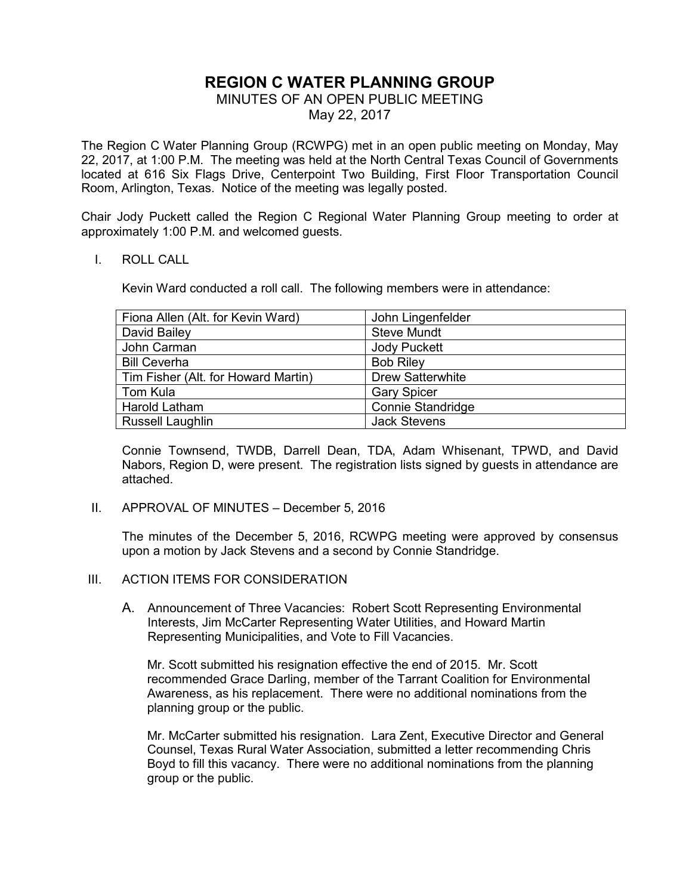# REGION C WATER PLANNING GROUP

MINUTES OF AN OPEN PUBLIC MEETING

May 22, 2017

The Region C Water Planning Group (RCWPG) met in an open public meeting on Monday, May 22, 2017, at 1:00 P.M. The meeting was held at the North Central Texas Council of Governments located at 616 Six Flags Drive, Centerpoint Two Building, First Floor Transportation Council Room, Arlington, Texas. Notice of the meeting was legally posted.

Chair Jody Puckett called the Region C Regional Water Planning Group meeting to order at approximately 1:00 P.M. and welcomed guests.

I. ROLL CALL

Kevin Ward conducted a roll call. The following members were in attendance:

| | |
|---|---|
| Fiona Allen (Alt. for Kevin Ward) | John Lingenfelder |
| David Bailey | Steve Mundt |
| John Carman | Jody Puckett |
| Bill Ceverha | Bob Riley |
| Tim Fisher (Alt. for Howard Martin) | Drew Satterwhite |
| Tom Kula | Gary Spicer |
| Harold Latham | Connie Standridge |
| Russell Laughlin | Jack Stevens |

Connie Townsend, TWDB, Darrell Dean, TDA, Adam Whisenant, TPWD, and David Nabors, Region D, were present. The registration lists signed by guests in attendance are attached.

II. APPROVAL OF MINUTES – December 5, 2016

The minutes of the December 5, 2016, RCWPG meeting were approved by consensus upon a motion by Jack Stevens and a second by Connie Standridge.

III. ACTION ITEMS FOR CONSIDERATION

A. Announcement of Three Vacancies: Robert Scott Representing Environmental Interests, Jim McCarter Representing Water Utilities, and Howard Martin Representing Municipalities, and Vote to Fill Vacancies.

Mr. Scott submitted his resignation effective the end of 2015. Mr. Scott recommended Grace Darling, member of the Tarrant Coalition for Environmental Awareness, as his replacement. There were no additional nominations from the planning group or the public.

Mr. McCarter submitted his resignation. Lara Zent, Executive Director and General Counsel, Texas Rural Water Association, submitted a letter recommending Chris Boyd to fill this vacancy. There were no additional nominations from the planning group or the public.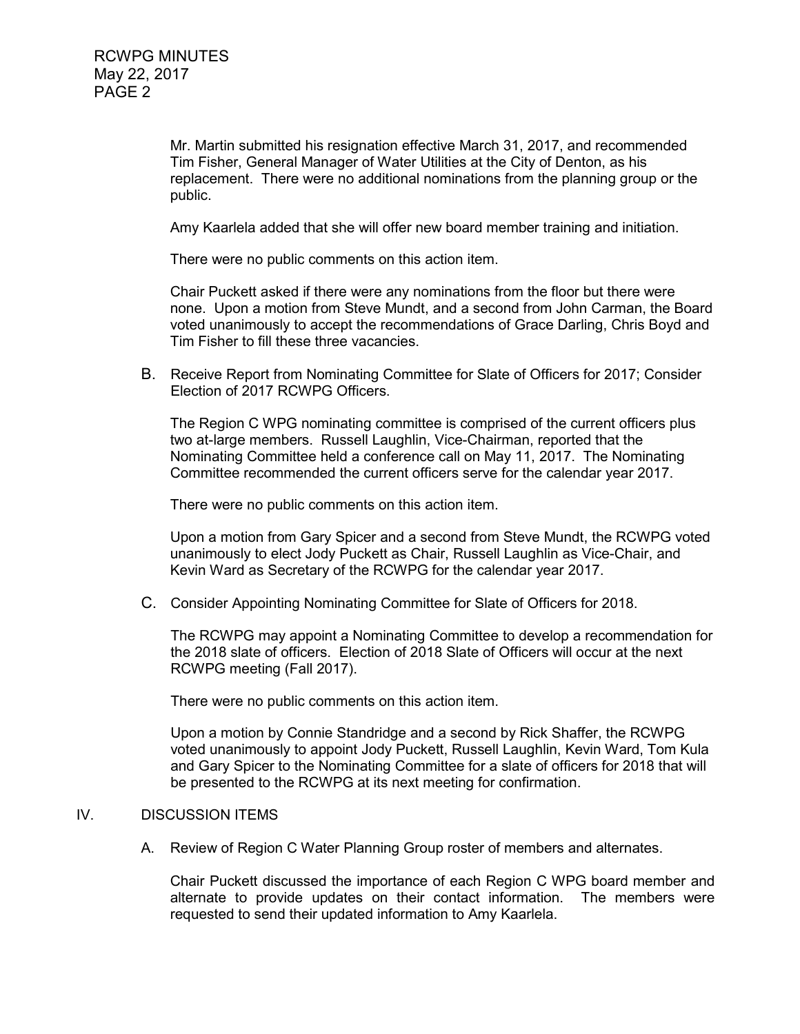Mr. Martin submitted his resignation effective March 31, 2017, and recommended Tim Fisher, General Manager of Water Utilities at the City of Denton, as his replacement. There were no additional nominations from the planning group or the public.

Amy Kaarlela added that she will offer new board member training and initiation.

There were no public comments on this action item.

Chair Puckett asked if there were any nominations from the floor but there were none. Upon a motion from Steve Mundt, and a second from John Carman, the Board voted unanimously to accept the recommendations of Grace Darling, Chris Boyd and Tim Fisher to fill these three vacancies.

B. Receive Report from Nominating Committee for Slate of Officers for 2017; Consider Election of 2017 RCWPG Officers.

The Region C WPG nominating committee is comprised of the current officers plus two at-large members. Russell Laughlin, Vice-Chairman, reported that the Nominating Committee held a conference call on May 11, 2017. The Nominating Committee recommended the current officers serve for the calendar year 2017.

There were no public comments on this action item.

Upon a motion from Gary Spicer and a second from Steve Mundt, the RCWPG voted unanimously to elect Jody Puckett as Chair, Russell Laughlin as Vice-Chair, and Kevin Ward as Secretary of the RCWPG for the calendar year 2017.

C. Consider Appointing Nominating Committee for Slate of Officers for 2018.

The RCWPG may appoint a Nominating Committee to develop a recommendation for the 2018 slate of officers. Election of 2018 Slate of Officers will occur at the next RCWPG meeting (Fall 2017).

There were no public comments on this action item.

Upon a motion by Connie Standridge and a second by Rick Shaffer, the RCWPG voted unanimously to appoint Jody Puckett, Russell Laughlin, Kevin Ward, Tom Kula and Gary Spicer to the Nominating Committee for a slate of officers for 2018 that will be presented to the RCWPG at its next meeting for confirmation.

## IV. DISCUSSION ITEMS

A. Review of Region C Water Planning Group roster of members and alternates.

Chair Puckett discussed the importance of each Region C WPG board member and alternate to provide updates on their contact information. The members were requested to send their updated information to Amy Kaarlela.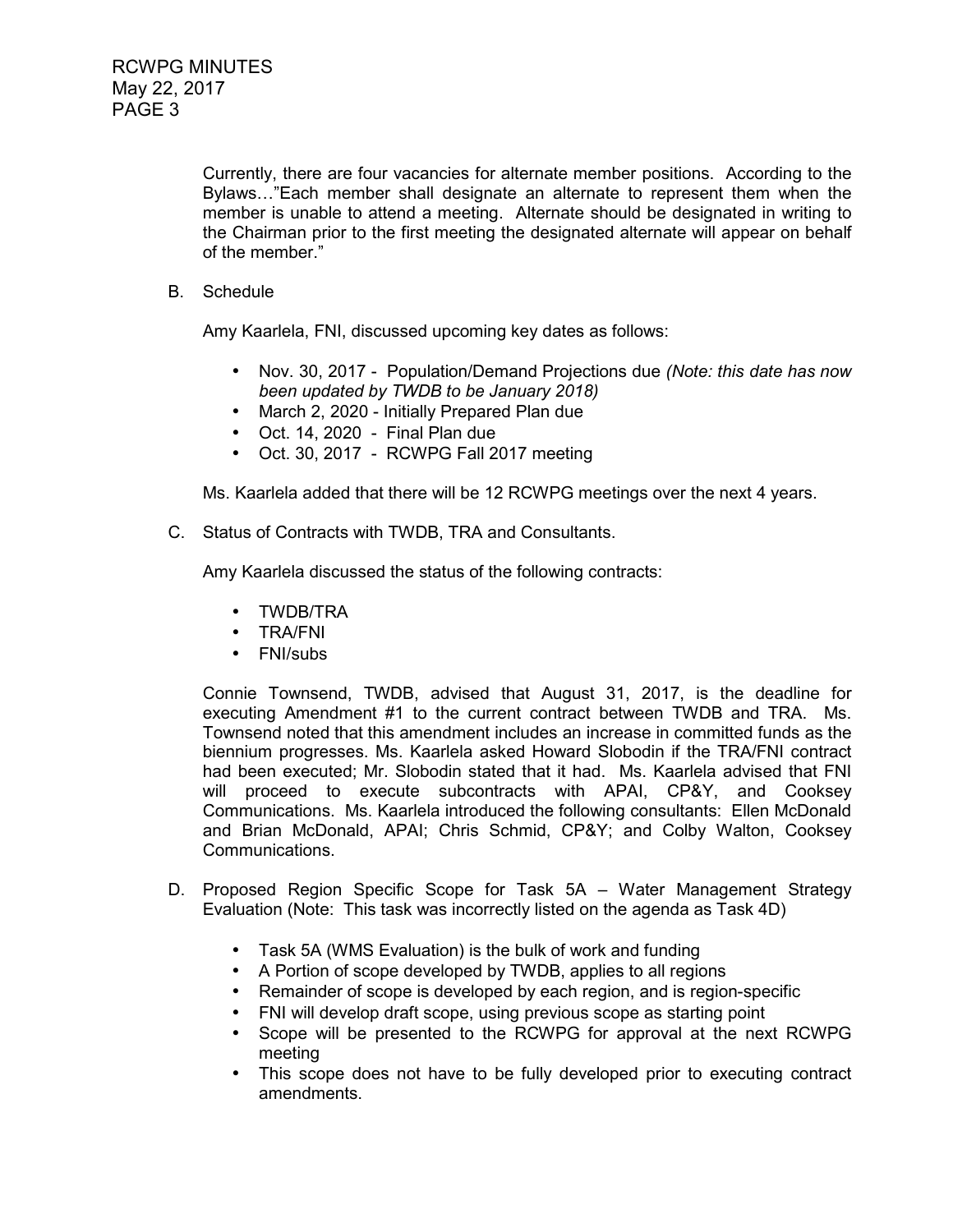Currently, there are four vacancies for alternate member positions. According to the Bylaws…"Each member shall designate an alternate to represent them when the member is unable to attend a meeting. Alternate should be designated in writing to the Chairman prior to the first meeting the designated alternate will appear on behalf of the member."

B. Schedule

Amy Kaarlela, FNI, discussed upcoming key dates as follows:

- Nov. 30, 2017 - Population/Demand Projections due *(Note: this date has now been updated by TWDB to be January 2018)*
- March 2, 2020 - Initially Prepared Plan due
- Oct. 14, 2020 - Final Plan due
- Oct. 30, 2017 - RCWPG Fall 2017 meeting

Ms. Kaarlela added that there will be 12 RCWPG meetings over the next 4 years.

C. Status of Contracts with TWDB, TRA and Consultants.

Amy Kaarlela discussed the status of the following contracts:

- TWDB/TRA
- TRA/FNI
- FNI/subs

Connie Townsend, TWDB, advised that August 31, 2017, is the deadline for executing Amendment #1 to the current contract between TWDB and TRA. Ms. Townsend noted that this amendment includes an increase in committed funds as the biennium progresses. Ms. Kaarlela asked Howard Slobodin if the TRA/FNI contract had been executed; Mr. Slobodin stated that it had. Ms. Kaarlela advised that FNI will proceed to execute subcontracts with APAI, CP&Y, and Cooksey Communications. Ms. Kaarlela introduced the following consultants: Ellen McDonald and Brian McDonald, APAI; Chris Schmid, CP&Y; and Colby Walton, Cooksey Communications.

D. Proposed Region Specific Scope for Task 5A – Water Management Strategy Evaluation (Note: This task was incorrectly listed on the agenda as Task 4D)

- Task 5A (WMS Evaluation) is the bulk of work and funding
- A Portion of scope developed by TWDB, applies to all regions
- Remainder of scope is developed by each region, and is region-specific
- FNI will develop draft scope, using previous scope as starting point
- Scope will be presented to the RCWPG for approval at the next RCWPG meeting
- This scope does not have to be fully developed prior to executing contract amendments.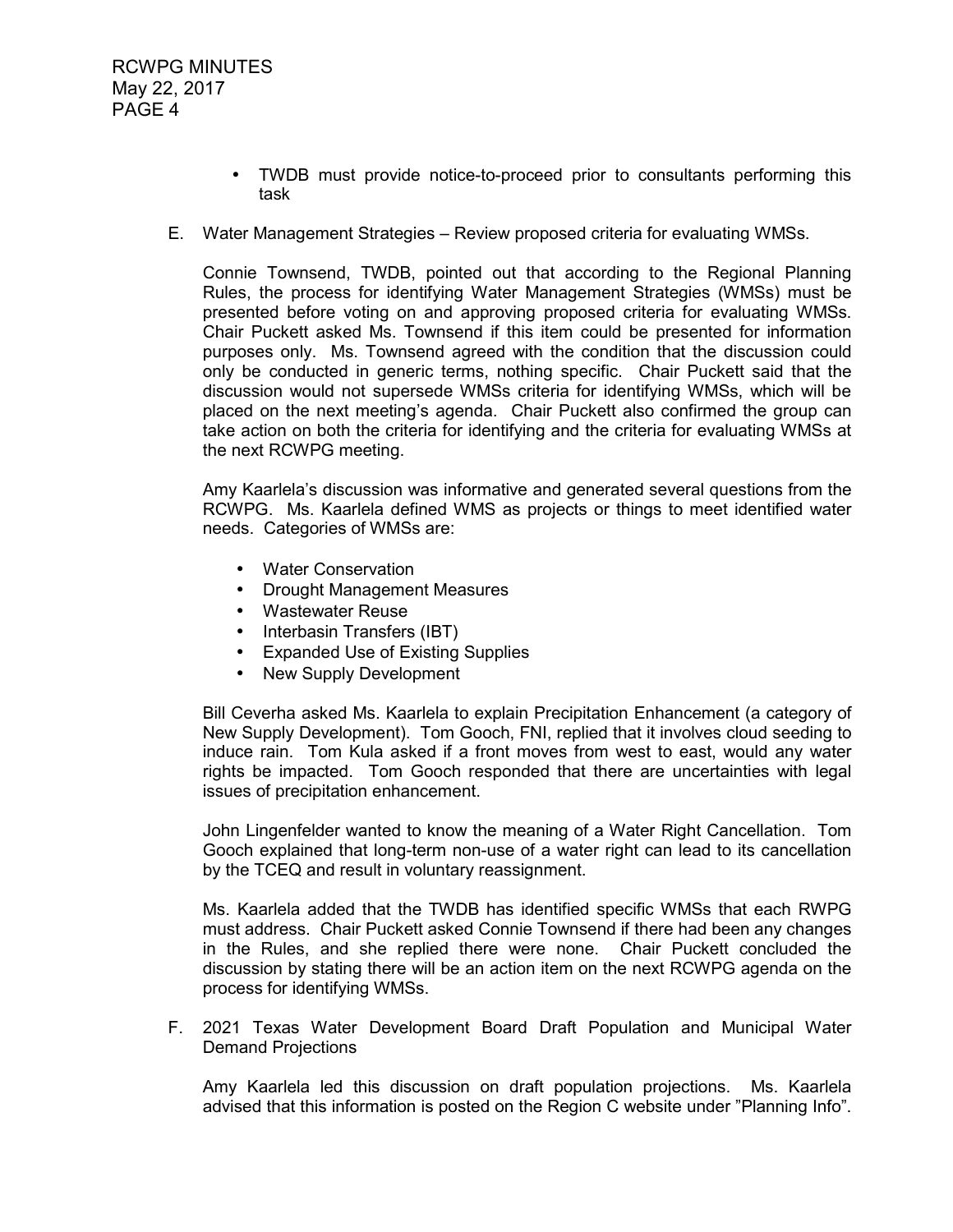- TWDB must provide notice-to-proceed prior to consultants performing this task

E. Water Management Strategies – Review proposed criteria for evaluating WMSs.

Connie Townsend, TWDB, pointed out that according to the Regional Planning Rules, the process for identifying Water Management Strategies (WMSs) must be presented before voting on and approving proposed criteria for evaluating WMSs. Chair Puckett asked Ms. Townsend if this item could be presented for information purposes only. Ms. Townsend agreed with the condition that the discussion could only be conducted in generic terms, nothing specific. Chair Puckett said that the discussion would not supersede WMSs criteria for identifying WMSs, which will be placed on the next meeting's agenda. Chair Puckett also confirmed the group can take action on both the criteria for identifying and the criteria for evaluating WMSs at the next RCWPG meeting.

Amy Kaarlela's discussion was informative and generated several questions from the RCWPG. Ms. Kaarlela defined WMS as projects or things to meet identified water needs. Categories of WMSs are:

- Water Conservation
- Drought Management Measures
- Wastewater Reuse
- Interbasin Transfers (IBT)
- Expanded Use of Existing Supplies
- New Supply Development

Bill Ceverha asked Ms. Kaarlela to explain Precipitation Enhancement (a category of New Supply Development). Tom Gooch, FNI, replied that it involves cloud seeding to induce rain. Tom Kula asked if a front moves from west to east, would any water rights be impacted. Tom Gooch responded that there are uncertainties with legal issues of precipitation enhancement.

John Lingenfelder wanted to know the meaning of a Water Right Cancellation. Tom Gooch explained that long-term non-use of a water right can lead to its cancellation by the TCEQ and result in voluntary reassignment.

Ms. Kaarlela added that the TWDB has identified specific WMSs that each RWPG must address. Chair Puckett asked Connie Townsend if there had been any changes in the Rules, and she replied there were none. Chair Puckett concluded the discussion by stating there will be an action item on the next RCWPG agenda on the process for identifying WMSs.

F. 2021 Texas Water Development Board Draft Population and Municipal Water Demand Projections

Amy Kaarlela led this discussion on draft population projections. Ms. Kaarlela advised that this information is posted on the Region C website under "Planning Info".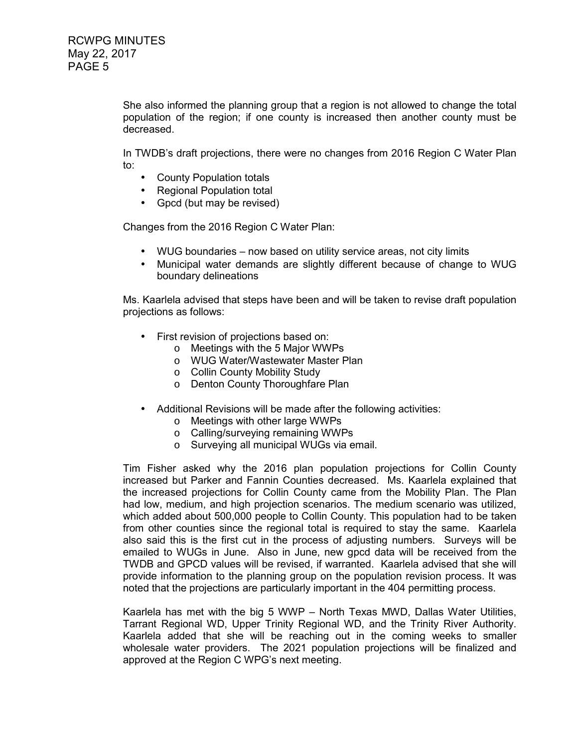She also informed the planning group that a region is not allowed to change the total population of the region; if one county is increased then another county must be decreased.

In TWDB's draft projections, there were no changes from 2016 Region C Water Plan to:

- County Population totals
- Regional Population total
- Gpcd (but may be revised)

Changes from the 2016 Region C Water Plan:

- WUG boundaries – now based on utility service areas, not city limits
- Municipal water demands are slightly different because of change to WUG boundary delineations

Ms. Kaarlela advised that steps have been and will be taken to revise draft population projections as follows:

- First revision of projections based on:
  - Meetings with the 5 Major WWPs
  - WUG Water/Wastewater Master Plan
  - Collin County Mobility Study
  - Denton County Thoroughfare Plan
- Additional Revisions will be made after the following activities:
  - Meetings with other large WWPs
  - Calling/surveying remaining WWPs
  - Surveying all municipal WUGs via email.

Tim Fisher asked why the 2016 plan population projections for Collin County increased but Parker and Fannin Counties decreased. Ms. Kaarlela explained that the increased projections for Collin County came from the Mobility Plan. The Plan had low, medium, and high projection scenarios. The medium scenario was utilized, which added about 500,000 people to Collin County. This population had to be taken from other counties since the regional total is required to stay the same. Kaarlela also said this is the first cut in the process of adjusting numbers. Surveys will be emailed to WUGs in June. Also in June, new gpcd data will be received from the TWDB and GPCD values will be revised, if warranted. Kaarlela advised that she will provide information to the planning group on the population revision process. It was noted that the projections are particularly important in the 404 permitting process.

Kaarlela has met with the big 5 WWP – North Texas MWD, Dallas Water Utilities, Tarrant Regional WD, Upper Trinity Regional WD, and the Trinity River Authority. Kaarlela added that she will be reaching out in the coming weeks to smaller wholesale water providers. The 2021 population projections will be finalized and approved at the Region C WPG's next meeting.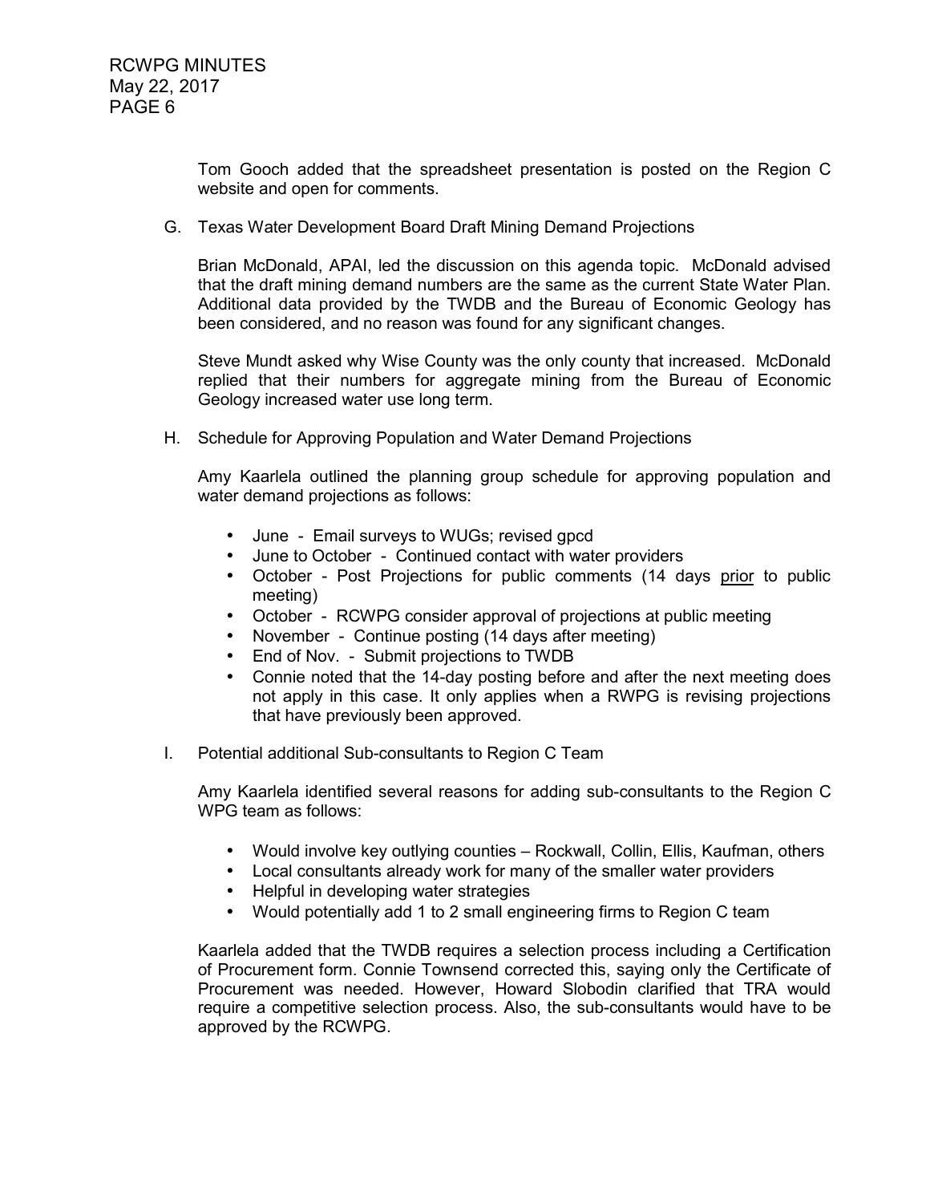Tom Gooch added that the spreadsheet presentation is posted on the Region C website and open for comments.

G. Texas Water Development Board Draft Mining Demand Projections

Brian McDonald, APAI, led the discussion on this agenda topic. McDonald advised that the draft mining demand numbers are the same as the current State Water Plan. Additional data provided by the TWDB and the Bureau of Economic Geology has been considered, and no reason was found for any significant changes.

Steve Mundt asked why Wise County was the only county that increased. McDonald replied that their numbers for aggregate mining from the Bureau of Economic Geology increased water use long term.

H. Schedule for Approving Population and Water Demand Projections

Amy Kaarlela outlined the planning group schedule for approving population and water demand projections as follows:

- June - Email surveys to WUGs; revised gpcd
- June to October - Continued contact with water providers
- October - Post Projections for public comments (14 days prior to public meeting)
- October - RCWPG consider approval of projections at public meeting
- November - Continue posting (14 days after meeting)
- End of Nov. - Submit projections to TWDB
- Connie noted that the 14-day posting before and after the next meeting does not apply in this case. It only applies when a RWPG is revising projections that have previously been approved.

I. Potential additional Sub-consultants to Region C Team

Amy Kaarlela identified several reasons for adding sub-consultants to the Region C WPG team as follows:

- Would involve key outlying counties – Rockwall, Collin, Ellis, Kaufman, others
- Local consultants already work for many of the smaller water providers
- Helpful in developing water strategies
- Would potentially add 1 to 2 small engineering firms to Region C team

Kaarlela added that the TWDB requires a selection process including a Certification of Procurement form. Connie Townsend corrected this, saying only the Certificate of Procurement was needed. However, Howard Slobodin clarified that TRA would require a competitive selection process. Also, the sub-consultants would have to be approved by the RCWPG.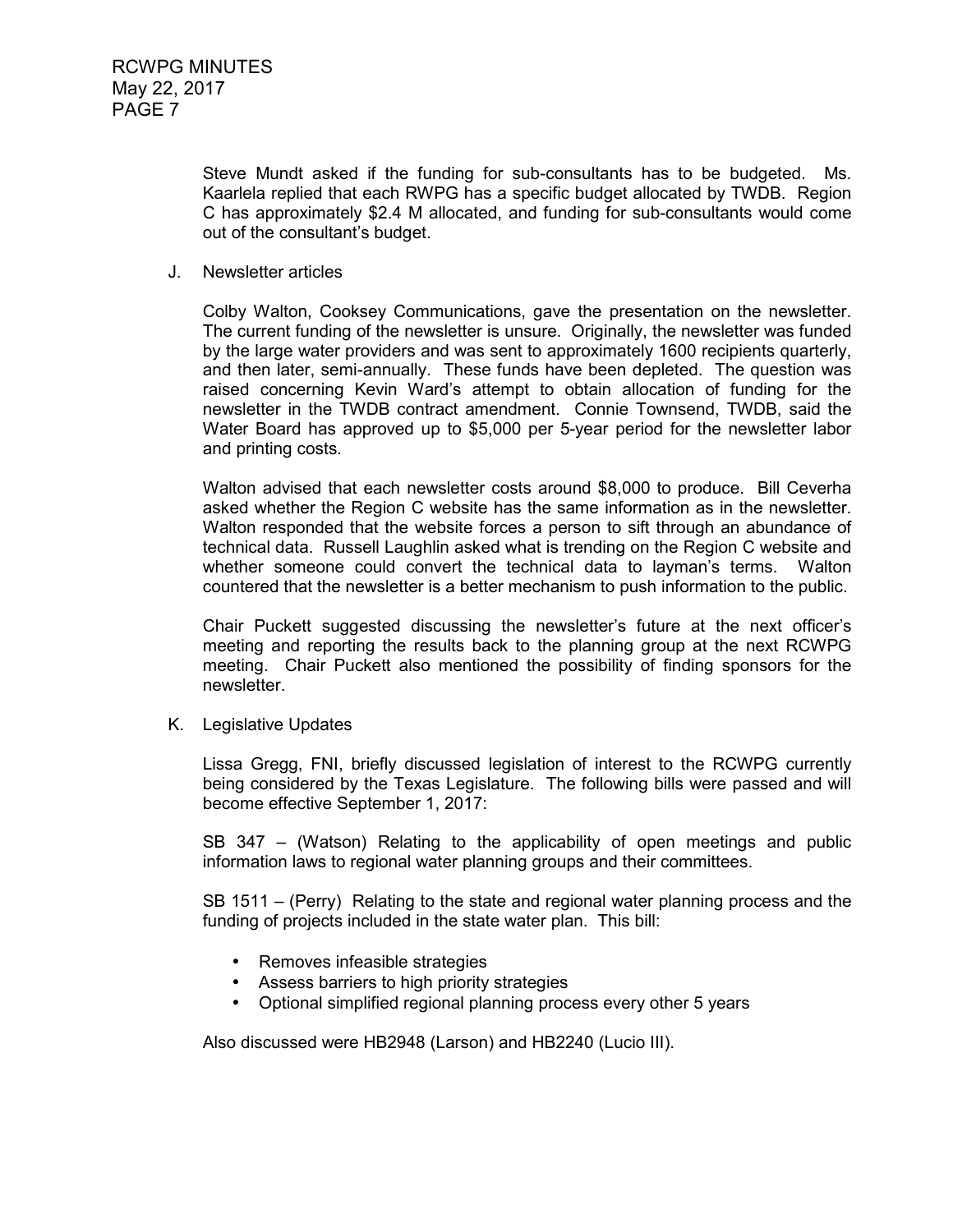Steve Mundt asked if the funding for sub-consultants has to be budgeted. Ms. Kaarlela replied that each RWPG has a specific budget allocated by TWDB. Region C has approximately $2.4 M allocated, and funding for sub-consultants would come out of the consultant's budget.

J. Newsletter articles

Colby Walton, Cooksey Communications, gave the presentation on the newsletter. The current funding of the newsletter is unsure. Originally, the newsletter was funded by the large water providers and was sent to approximately 1600 recipients quarterly, and then later, semi-annually. These funds have been depleted. The question was raised concerning Kevin Ward's attempt to obtain allocation of funding for the newsletter in the TWDB contract amendment. Connie Townsend, TWDB, said the Water Board has approved up to $5,000 per 5-year period for the newsletter labor and printing costs.

Walton advised that each newsletter costs around $8,000 to produce. Bill Ceverha asked whether the Region C website has the same information as in the newsletter. Walton responded that the website forces a person to sift through an abundance of technical data. Russell Laughlin asked what is trending on the Region C website and whether someone could convert the technical data to layman's terms. Walton countered that the newsletter is a better mechanism to push information to the public.

Chair Puckett suggested discussing the newsletter's future at the next officer's meeting and reporting the results back to the planning group at the next RCWPG meeting. Chair Puckett also mentioned the possibility of finding sponsors for the newsletter.

K. Legislative Updates

Lissa Gregg, FNI, briefly discussed legislation of interest to the RCWPG currently being considered by the Texas Legislature. The following bills were passed and will become effective September 1, 2017:

SB 347 – (Watson) Relating to the applicability of open meetings and public information laws to regional water planning groups and their committees.

SB 1511 – (Perry) Relating to the state and regional water planning process and the funding of projects included in the state water plan. This bill:

- Removes infeasible strategies
- Assess barriers to high priority strategies
- Optional simplified regional planning process every other 5 years

Also discussed were HB2948 (Larson) and HB2240 (Lucio III).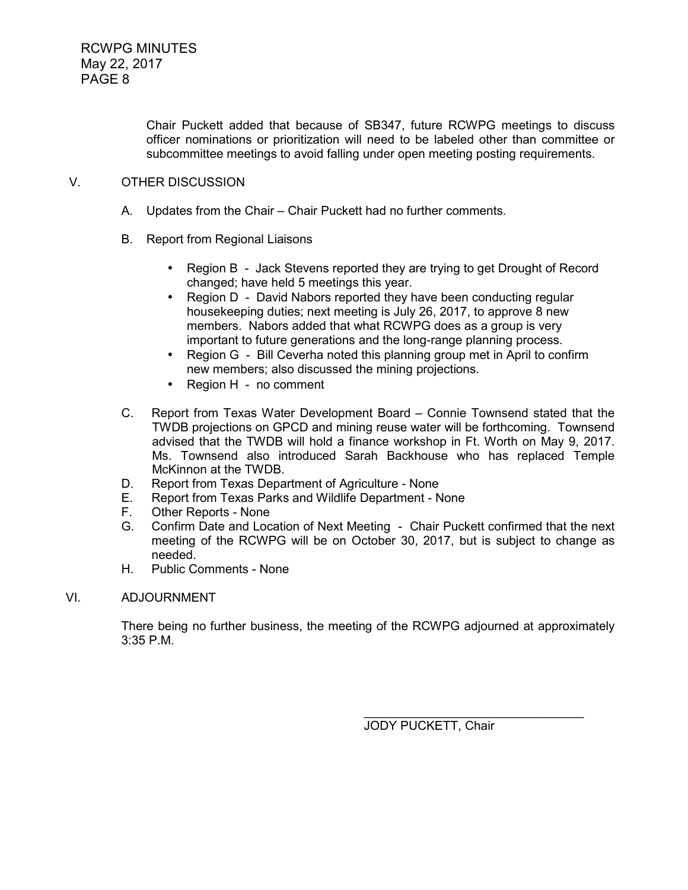Chair Puckett added that because of SB347, future RCWPG meetings to discuss officer nominations or prioritization will need to be labeled other than committee or subcommittee meetings to avoid falling under open meeting posting requirements.

## V. OTHER DISCUSSION

A. Updates from the Chair – Chair Puckett had no further comments.

B. Report from Regional Liaisons

- Region B - Jack Stevens reported they are trying to get Drought of Record changed; have held 5 meetings this year.
- Region D - David Nabors reported they have been conducting regular housekeeping duties; next meeting is July 26, 2017, to approve 8 new members. Nabors added that what RCWPG does as a group is very important to future generations and the long-range planning process.
- Region G - Bill Ceverha noted this planning group met in April to confirm new members; also discussed the mining projections.
- Region H - no comment

C. Report from Texas Water Development Board – Connie Townsend stated that the TWDB projections on GPCD and mining reuse water will be forthcoming. Townsend advised that the TWDB will hold a finance workshop in Ft. Worth on May 9, 2017. Ms. Townsend also introduced Sarah Backhouse who has replaced Temple McKinnon at the TWDB.

D. Report from Texas Department of Agriculture - None

E. Report from Texas Parks and Wildlife Department - None

F. Other Reports - None

G. Confirm Date and Location of Next Meeting - Chair Puckett confirmed that the next meeting of the RCWPG will be on October 30, 2017, but is subject to change as needed.

H. Public Comments - None

## VI. ADJOURNMENT

There being no further business, the meeting of the RCWPG adjourned at approximately 3:35 P.M.

\_\_\_\_\_\_\_\_\_\_\_\_\_\_\_\_\_\_\_\_\_\_\_\_\_\_\_\_\_\_\_\_\_\_

JODY PUCKETT, Chair